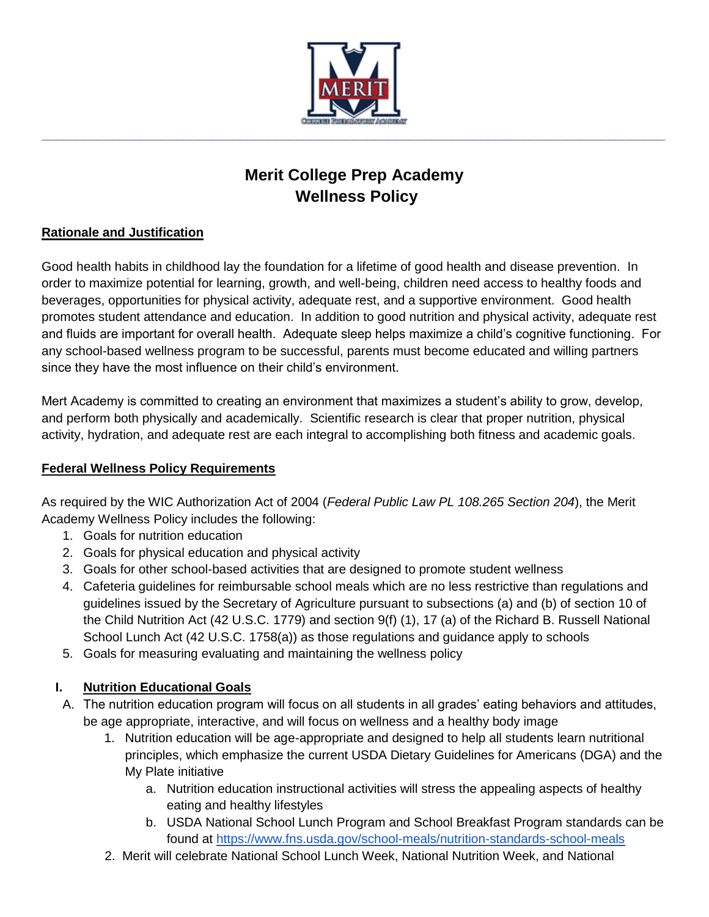# Merit College Prep Academy
# Wellness Policy

**Rationale and Justification**

Good health habits in childhood lay the foundation for a lifetime of good health and disease prevention. In order to maximize potential for learning, growth, and well-being, children need access to healthy foods and beverages, opportunities for physical activity, adequate rest, and a supportive environment. Good health promotes student attendance and education. In addition to good nutrition and physical activity, adequate rest and fluids are important for overall health. Adequate sleep helps maximize a child's cognitive functioning. For any school-based wellness program to be successful, parents must become educated and willing partners since they have the most influence on their child's environment.

Mert Academy is committed to creating an environment that maximizes a student's ability to grow, develop, and perform both physically and academically. Scientific research is clear that proper nutrition, physical activity, hydration, and adequate rest are each integral to accomplishing both fitness and academic goals.

**Federal Wellness Policy Requirements**

As required by the WIC Authorization Act of 2004 (*Federal Public Law PL 108.265 Section 204*), the Merit Academy Wellness Policy includes the following:

1. Goals for nutrition education
2. Goals for physical education and physical activity
3. Goals for other school-based activities that are designed to promote student wellness
4. Cafeteria guidelines for reimbursable school meals which are no less restrictive than regulations and guidelines issued by the Secretary of Agriculture pursuant to subsections (a) and (b) of section 10 of the Child Nutrition Act (42 U.S.C. 1779) and section 9(f) (1), 17 (a) of the Richard B. Russell National School Lunch Act (42 U.S.C. 1758(a)) as those regulations and guidance apply to schools
5. Goals for measuring evaluating and maintaining the wellness policy

## I. Nutrition Educational Goals

A. The nutrition education program will focus on all students in all grades' eating behaviors and attitudes, be age appropriate, interactive, and will focus on wellness and a healthy body image
   1. Nutrition education will be age-appropriate and designed to help all students learn nutritional principles, which emphasize the current USDA Dietary Guidelines for Americans (DGA) and the My Plate initiative
      a. Nutrition education instructional activities will stress the appealing aspects of healthy eating and healthy lifestyles
      b. USDA National School Lunch Program and School Breakfast Program standards can be found at https://www.fns.usda.gov/school-meals/nutrition-standards-school-meals
   2. Merit will celebrate National School Lunch Week, National Nutrition Week, and National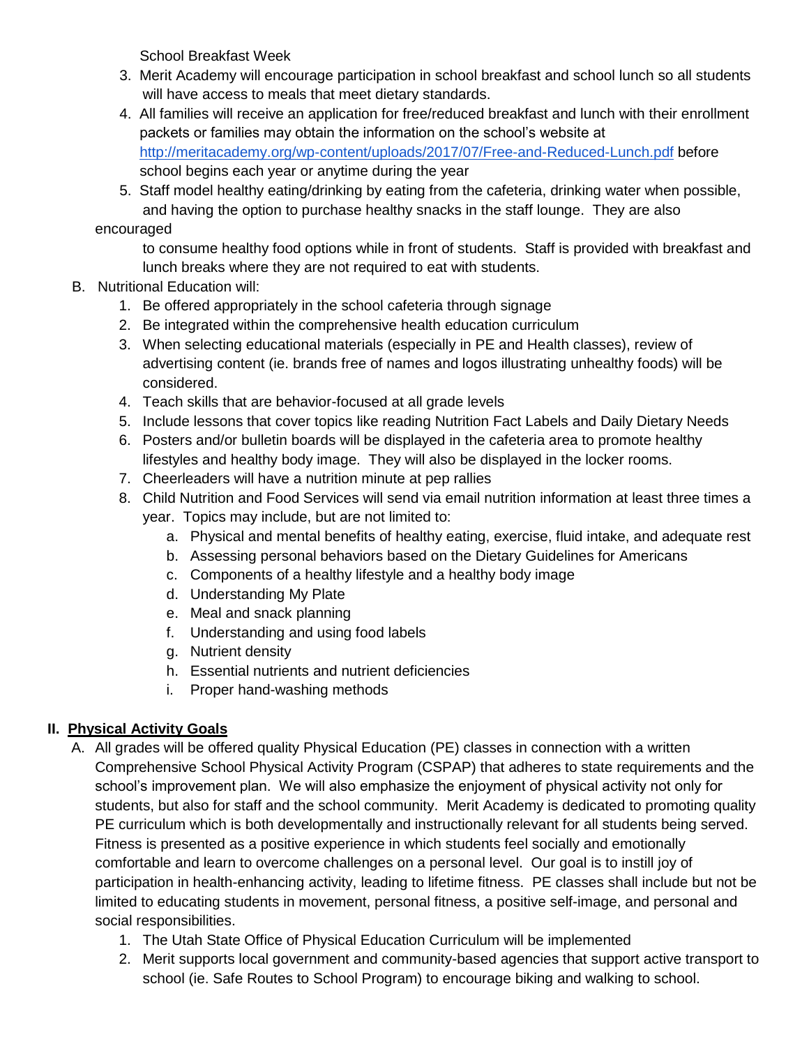School Breakfast Week

3. Merit Academy will encourage participation in school breakfast and school lunch so all students will have access to meals that meet dietary standards.
4. All families will receive an application for free/reduced breakfast and lunch with their enrollment packets or families may obtain the information on the school's website at http://meritacademy.org/wp-content/uploads/2017/07/Free-and-Reduced-Lunch.pdf before school begins each year or anytime during the year
5. Staff model healthy eating/drinking by eating from the cafeteria, drinking water when possible, and having the option to purchase healthy snacks in the staff lounge. They are also encouraged to consume healthy food options while in front of students. Staff is provided with breakfast and lunch breaks where they are not required to eat with students.

B. Nutritional Education will:

1. Be offered appropriately in the school cafeteria through signage
2. Be integrated within the comprehensive health education curriculum
3. When selecting educational materials (especially in PE and Health classes), review of advertising content (ie. brands free of names and logos illustrating unhealthy foods) will be considered.
4. Teach skills that are behavior-focused at all grade levels
5. Include lessons that cover topics like reading Nutrition Fact Labels and Daily Dietary Needs
6. Posters and/or bulletin boards will be displayed in the cafeteria area to promote healthy lifestyles and healthy body image. They will also be displayed in the locker rooms.
7. Cheerleaders will have a nutrition minute at pep rallies
8. Child Nutrition and Food Services will send via email nutrition information at least three times a year. Topics may include, but are not limited to:
   a. Physical and mental benefits of healthy eating, exercise, fluid intake, and adequate rest
   b. Assessing personal behaviors based on the Dietary Guidelines for Americans
   c. Components of a healthy lifestyle and a healthy body image
   d. Understanding My Plate
   e. Meal and snack planning
   f. Understanding and using food labels
   g. Nutrient density
   h. Essential nutrients and nutrient deficiencies
   i. Proper hand-washing methods

## II. Physical Activity Goals

A. All grades will be offered quality Physical Education (PE) classes in connection with a written Comprehensive School Physical Activity Program (CSPAP) that adheres to state requirements and the school's improvement plan. We will also emphasize the enjoyment of physical activity not only for students, but also for staff and the school community. Merit Academy is dedicated to promoting quality PE curriculum which is both developmentally and instructionally relevant for all students being served. Fitness is presented as a positive experience in which students feel socially and emotionally comfortable and learn to overcome challenges on a personal level. Our goal is to instill joy of participation in health-enhancing activity, leading to lifetime fitness. PE classes shall include but not be limited to educating students in movement, personal fitness, a positive self-image, and personal and social responsibilities.

1. The Utah State Office of Physical Education Curriculum will be implemented
2. Merit supports local government and community-based agencies that support active transport to school (ie. Safe Routes to School Program) to encourage biking and walking to school.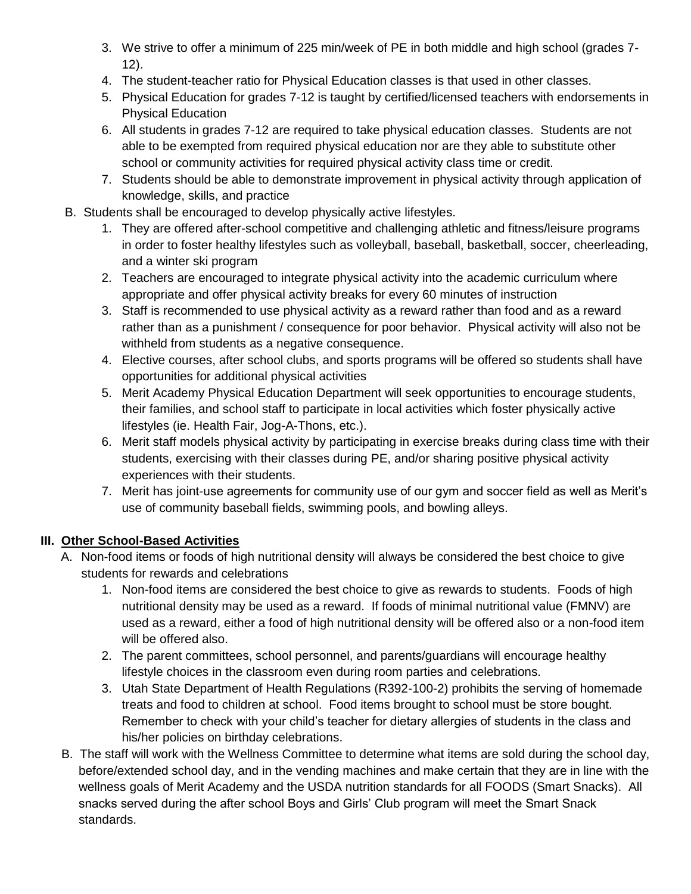3. We strive to offer a minimum of 225 min/week of PE in both middle and high school (grades 7-12).
4. The student-teacher ratio for Physical Education classes is that used in other classes.
5. Physical Education for grades 7-12 is taught by certified/licensed teachers with endorsements in Physical Education
6. All students in grades 7-12 are required to take physical education classes. Students are not able to be exempted from required physical education nor are they able to substitute other school or community activities for required physical activity class time or credit.
7. Students should be able to demonstrate improvement in physical activity through application of knowledge, skills, and practice

B. Students shall be encouraged to develop physically active lifestyles.

1. They are offered after-school competitive and challenging athletic and fitness/leisure programs in order to foster healthy lifestyles such as volleyball, baseball, basketball, soccer, cheerleading, and a winter ski program
2. Teachers are encouraged to integrate physical activity into the academic curriculum where appropriate and offer physical activity breaks for every 60 minutes of instruction
3. Staff is recommended to use physical activity as a reward rather than food and as a reward rather than as a punishment / consequence for poor behavior. Physical activity will also not be withheld from students as a negative consequence.
4. Elective courses, after school clubs, and sports programs will be offered so students shall have opportunities for additional physical activities
5. Merit Academy Physical Education Department will seek opportunities to encourage students, their families, and school staff to participate in local activities which foster physically active lifestyles (ie. Health Fair, Jog-A-Thons, etc.).
6. Merit staff models physical activity by participating in exercise breaks during class time with their students, exercising with their classes during PE, and/or sharing positive physical activity experiences with their students.
7. Merit has joint-use agreements for community use of our gym and soccer field as well as Merit's use of community baseball fields, swimming pools, and bowling alleys.

## III. <u>Other School-Based Activities</u>

A. Non-food items or foods of high nutritional density will always be considered the best choice to give students for rewards and celebrations

1. Non-food items are considered the best choice to give as rewards to students. Foods of high nutritional density may be used as a reward. If foods of minimal nutritional value (FMNV) are used as a reward, either a food of high nutritional density will be offered also or a non-food item will be offered also.
2. The parent committees, school personnel, and parents/guardians will encourage healthy lifestyle choices in the classroom even during room parties and celebrations.
3. Utah State Department of Health Regulations (R392-100-2) prohibits the serving of homemade treats and food to children at school. Food items brought to school must be store bought. Remember to check with your child's teacher for dietary allergies of students in the class and his/her policies on birthday celebrations.

B. The staff will work with the Wellness Committee to determine what items are sold during the school day, before/extended school day, and in the vending machines and make certain that they are in line with the wellness goals of Merit Academy and the USDA nutrition standards for all FOODS (Smart Snacks). All snacks served during the after school Boys and Girls' Club program will meet the Smart Snack standards.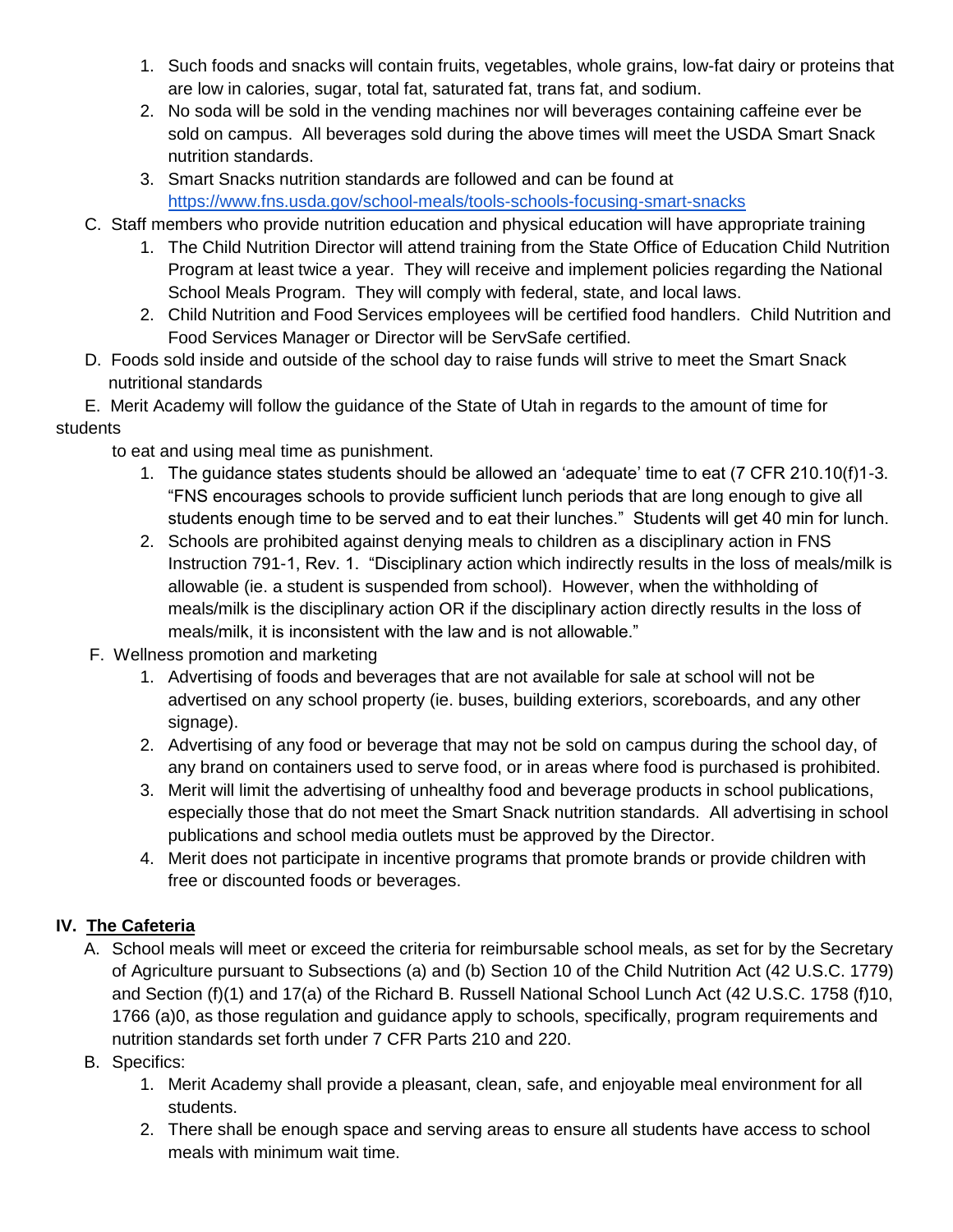1. Such foods and snacks will contain fruits, vegetables, whole grains, low-fat dairy or proteins that are low in calories, sugar, total fat, saturated fat, trans fat, and sodium.
2. No soda will be sold in the vending machines nor will beverages containing caffeine ever be sold on campus. All beverages sold during the above times will meet the USDA Smart Snack nutrition standards.
3. Smart Snacks nutrition standards are followed and can be found at https://www.fns.usda.gov/school-meals/tools-schools-focusing-smart-snacks

C. Staff members who provide nutrition education and physical education will have appropriate training
1. The Child Nutrition Director will attend training from the State Office of Education Child Nutrition Program at least twice a year. They will receive and implement policies regarding the National School Meals Program. They will comply with federal, state, and local laws.
2. Child Nutrition and Food Services employees will be certified food handlers. Child Nutrition and Food Services Manager or Director will be ServSafe certified.

D. Foods sold inside and outside of the school day to raise funds will strive to meet the Smart Snack nutritional standards

E. Merit Academy will follow the guidance of the State of Utah in regards to the amount of time for students to eat and using meal time as punishment.
1. The guidance states students should be allowed an 'adequate' time to eat (7 CFR 210.10(f)1-3. "FNS encourages schools to provide sufficient lunch periods that are long enough to give all students enough time to be served and to eat their lunches." Students will get 40 min for lunch.
2. Schools are prohibited against denying meals to children as a disciplinary action in FNS Instruction 791-1, Rev. 1. "Disciplinary action which indirectly results in the loss of meals/milk is allowable (ie. a student is suspended from school). However, when the withholding of meals/milk is the disciplinary action OR if the disciplinary action directly results in the loss of meals/milk, it is inconsistent with the law and is not allowable."

F. Wellness promotion and marketing
1. Advertising of foods and beverages that are not available for sale at school will not be advertised on any school property (ie. buses, building exteriors, scoreboards, and any other signage).
2. Advertising of any food or beverage that may not be sold on campus during the school day, of any brand on containers used to serve food, or in areas where food is purchased is prohibited.
3. Merit will limit the advertising of unhealthy food and beverage products in school publications, especially those that do not meet the Smart Snack nutrition standards. All advertising in school publications and school media outlets must be approved by the Director.
4. Merit does not participate in incentive programs that promote brands or provide children with free or discounted foods or beverages.

## IV. <u>The Cafeteria</u>

A. School meals will meet or exceed the criteria for reimbursable school meals, as set for by the Secretary of Agriculture pursuant to Subsections (a) and (b) Section 10 of the Child Nutrition Act (42 U.S.C. 1779) and Section (f)(1) and 17(a) of the Richard B. Russell National School Lunch Act (42 U.S.C. 1758 (f)10, 1766 (a)0, as those regulation and guidance apply to schools, specifically, program requirements and nutrition standards set forth under 7 CFR Parts 210 and 220.

B. Specifics:
1. Merit Academy shall provide a pleasant, clean, safe, and enjoyable meal environment for all students.
2. There shall be enough space and serving areas to ensure all students have access to school meals with minimum wait time.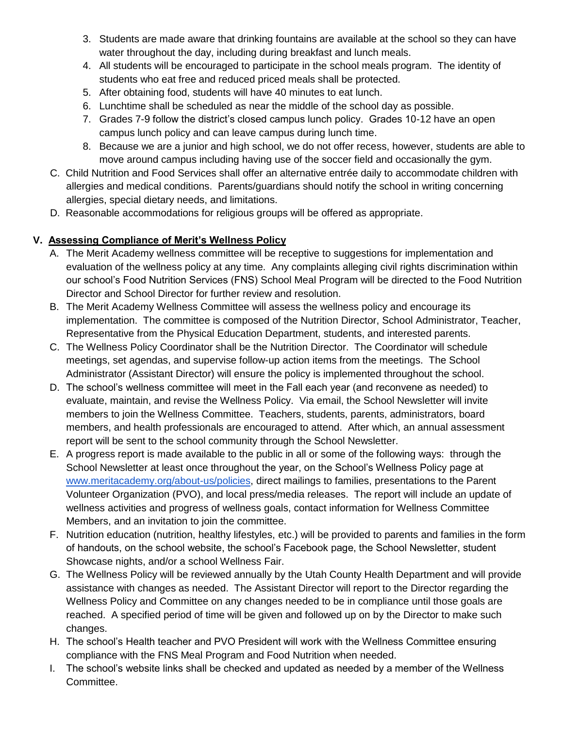3. Students are made aware that drinking fountains are available at the school so they can have water throughout the day, including during breakfast and lunch meals.
4. All students will be encouraged to participate in the school meals program. The identity of students who eat free and reduced priced meals shall be protected.
5. After obtaining food, students will have 40 minutes to eat lunch.
6. Lunchtime shall be scheduled as near the middle of the school day as possible.
7. Grades 7-9 follow the district's closed campus lunch policy. Grades 10-12 have an open campus lunch policy and can leave campus during lunch time.
8. Because we are a junior and high school, we do not offer recess, however, students are able to move around campus including having use of the soccer field and occasionally the gym.

C. Child Nutrition and Food Services shall offer an alternative entrée daily to accommodate children with allergies and medical conditions. Parents/guardians should notify the school in writing concerning allergies, special dietary needs, and limitations.

D. Reasonable accommodations for religious groups will be offered as appropriate.

## V. <u>Assessing Compliance of Merit's Wellness Policy</u>

A. The Merit Academy wellness committee will be receptive to suggestions for implementation and evaluation of the wellness policy at any time. Any complaints alleging civil rights discrimination within our school's Food Nutrition Services (FNS) School Meal Program will be directed to the Food Nutrition Director and School Director for further review and resolution.

B. The Merit Academy Wellness Committee will assess the wellness policy and encourage its implementation. The committee is composed of the Nutrition Director, School Administrator, Teacher, Representative from the Physical Education Department, students, and interested parents.

C. The Wellness Policy Coordinator shall be the Nutrition Director. The Coordinator will schedule meetings, set agendas, and supervise follow-up action items from the meetings. The School Administrator (Assistant Director) will ensure the policy is implemented throughout the school.

D. The school's wellness committee will meet in the Fall each year (and reconvene as needed) to evaluate, maintain, and revise the Wellness Policy. Via email, the School Newsletter will invite members to join the Wellness Committee. Teachers, students, parents, administrators, board members, and health professionals are encouraged to attend. After which, an annual assessment report will be sent to the school community through the School Newsletter.

E. A progress report is made available to the public in all or some of the following ways: through the School Newsletter at least once throughout the year, on the School's Wellness Policy page at [www.meritacademy.org/about-us/policies](www.meritacademy.org/about-us/policies), direct mailings to families, presentations to the Parent Volunteer Organization (PVO), and local press/media releases. The report will include an update of wellness activities and progress of wellness goals, contact information for Wellness Committee Members, and an invitation to join the committee.

F. Nutrition education (nutrition, healthy lifestyles, etc.) will be provided to parents and families in the form of handouts, on the school website, the school's Facebook page, the School Newsletter, student Showcase nights, and/or a school Wellness Fair.

G. The Wellness Policy will be reviewed annually by the Utah County Health Department and will provide assistance with changes as needed. The Assistant Director will report to the Director regarding the Wellness Policy and Committee on any changes needed to be in compliance until those goals are reached. A specified period of time will be given and followed up on by the Director to make such changes.

H. The school's Health teacher and PVO President will work with the Wellness Committee ensuring compliance with the FNS Meal Program and Food Nutrition when needed.

I. The school's website links shall be checked and updated as needed by a member of the Wellness Committee.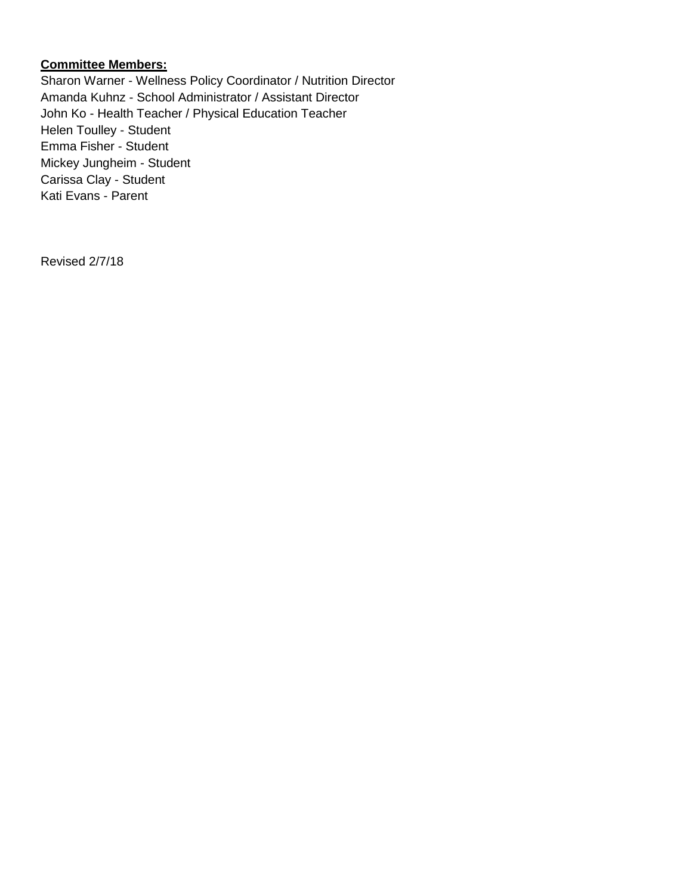**Committee Members:**

Sharon Warner - Wellness Policy Coordinator / Nutrition Director
Amanda Kuhnz - School Administrator / Assistant Director
John Ko - Health Teacher / Physical Education Teacher
Helen Toulley - Student
Emma Fisher - Student
Mickey Jungheim - Student
Carissa Clay - Student
Kati Evans - Parent

Revised 2/7/18